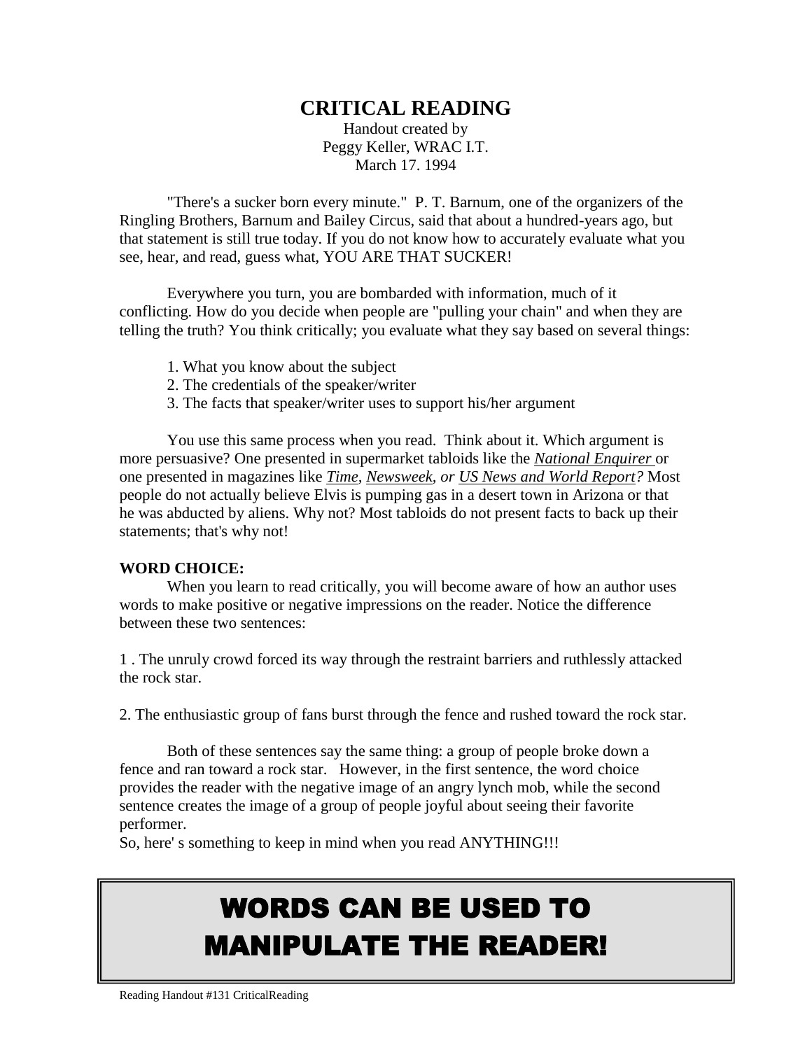# CRITICAL READING

Handout created by
Peggy Keller, WRAC I.T.
March 17. 1994

"There's a sucker born every minute." P. T. Barnum, one of the organizers of the Ringling Brothers, Barnum and Bailey Circus, said that about a hundred-years ago, but that statement is still true today. If you do not know how to accurately evaluate what you see, hear, and read, guess what, YOU ARE THAT SUCKER!

Everywhere you turn, you are bombarded with information, much of it conflicting. How do you decide when people are "pulling your chain" and when they are telling the truth? You think critically; you evaluate what they say based on several things:

1. What you know about the subject
2. The credentials of the speaker/writer
3. The facts that speaker/writer uses to support his/her argument

You use this same process when you read. Think about it. Which argument is more persuasive? One presented in supermarket tabloids like the *National Enquirer* or one presented in magazines like *Time*, *Newsweek*, *or* *US News and World Report?* Most people do not actually believe Elvis is pumping gas in a desert town in Arizona or that he was abducted by aliens. Why not? Most tabloids do not present facts to back up their statements; that's why not!

**WORD CHOICE:**

When you learn to read critically, you will become aware of how an author uses words to make positive or negative impressions on the reader. Notice the difference between these two sentences:

1 . The unruly crowd forced its way through the restraint barriers and ruthlessly attacked the rock star.

2. The enthusiastic group of fans burst through the fence and rushed toward the rock star.

Both of these sentences say the same thing: a group of people broke down a fence and ran toward a rock star. However, in the first sentence, the word choice provides the reader with the negative image of an angry lynch mob, while the second sentence creates the image of a group of people joyful about seeing their favorite performer.

So, here' s something to keep in mind when you read ANYTHING!!!

**WORDS CAN BE USED TO MANIPULATE THE READER!**

Reading Handout #131 CriticalReading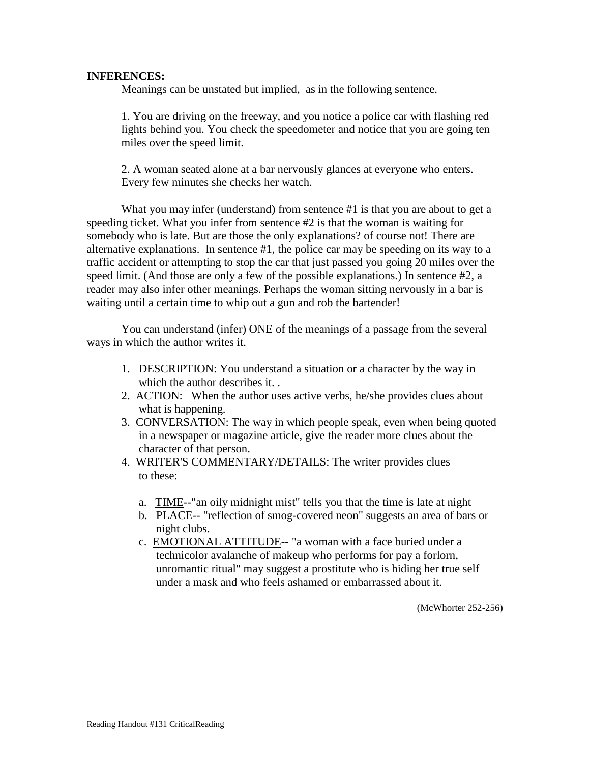**INFERENCES:**

Meanings can be unstated but implied, as in the following sentence.

1. You are driving on the freeway, and you notice a police car with flashing red lights behind you. You check the speedometer and notice that you are going ten miles over the speed limit.

2. A woman seated alone at a bar nervously glances at everyone who enters. Every few minutes she checks her watch.

What you may infer (understand) from sentence #1 is that you are about to get a speeding ticket. What you infer from sentence #2 is that the woman is waiting for somebody who is late. But are those the only explanations? of course not! There are alternative explanations. In sentence #1, the police car may be speeding on its way to a traffic accident or attempting to stop the car that just passed you going 20 miles over the speed limit. (And those are only a few of the possible explanations.) In sentence #2, a reader may also infer other meanings. Perhaps the woman sitting nervously in a bar is waiting until a certain time to whip out a gun and rob the bartender!

You can understand (infer) ONE of the meanings of a passage from the several ways in which the author writes it.

1. DESCRIPTION: You understand a situation or a character by the way in which the author describes it. .
2. ACTION: When the author uses active verbs, he/she provides clues about what is happening.
3. CONVERSATION: The way in which people speak, even when being quoted in a newspaper or magazine article, give the reader more clues about the character of that person.
4. WRITER'S COMMENTARY/DETAILS: The writer provides clues to these:

   a. <u>TIME</u>--"an oily midnight mist" tells you that the time is late at night
   b. <u>PLACE</u>-- "reflection of smog-covered neon" suggests an area of bars or night clubs.
   c. <u>EMOTIONAL ATTITUDE</u>-- "a woman with a face buried under a technicolor avalanche of makeup who performs for pay a forlorn, unromantic ritual" may suggest a prostitute who is hiding her true self under a mask and who feels ashamed or embarrassed about it.

(McWhorter 252-256)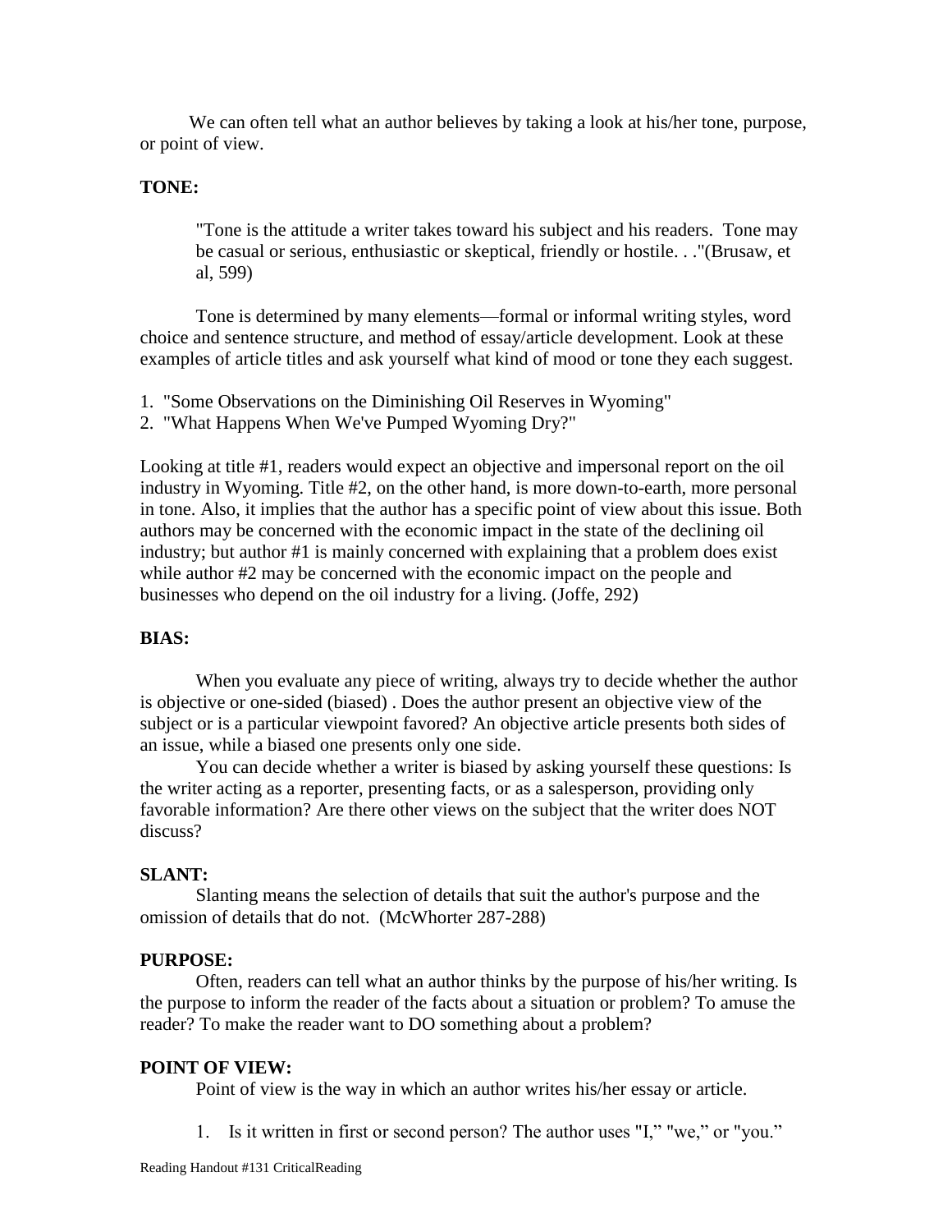We can often tell what an author believes by taking a look at his/her tone, purpose, or point of view.

**TONE:**

> "Tone is the attitude a writer takes toward his subject and his readers. Tone may be casual or serious, enthusiastic or skeptical, friendly or hostile. . ."(Brusaw, et al, 599)

Tone is determined by many elements—formal or informal writing styles, word choice and sentence structure, and method of essay/article development. Look at these examples of article titles and ask yourself what kind of mood or tone they each suggest.

1. "Some Observations on the Diminishing Oil Reserves in Wyoming"
2. "What Happens When We've Pumped Wyoming Dry?"

Looking at title #1, readers would expect an objective and impersonal report on the oil industry in Wyoming. Title #2, on the other hand, is more down-to-earth, more personal in tone. Also, it implies that the author has a specific point of view about this issue. Both authors may be concerned with the economic impact in the state of the declining oil industry; but author #1 is mainly concerned with explaining that a problem does exist while author #2 may be concerned with the economic impact on the people and businesses who depend on the oil industry for a living. (Joffe, 292)

**BIAS:**

When you evaluate any piece of writing, always try to decide whether the author is objective or one-sided (biased) . Does the author present an objective view of the subject or is a particular viewpoint favored? An objective article presents both sides of an issue, while a biased one presents only one side.

You can decide whether a writer is biased by asking yourself these questions: Is the writer acting as a reporter, presenting facts, or as a salesperson, providing only favorable information? Are there other views on the subject that the writer does NOT discuss?

**SLANT:**

Slanting means the selection of details that suit the author's purpose and the omission of details that do not. (McWhorter 287-288)

**PURPOSE:**

Often, readers can tell what an author thinks by the purpose of his/her writing. Is the purpose to inform the reader of the facts about a situation or problem? To amuse the reader? To make the reader want to DO something about a problem?

**POINT OF VIEW:**

Point of view is the way in which an author writes his/her essay or article.

1. Is it written in first or second person? The author uses "I," "we," or "you."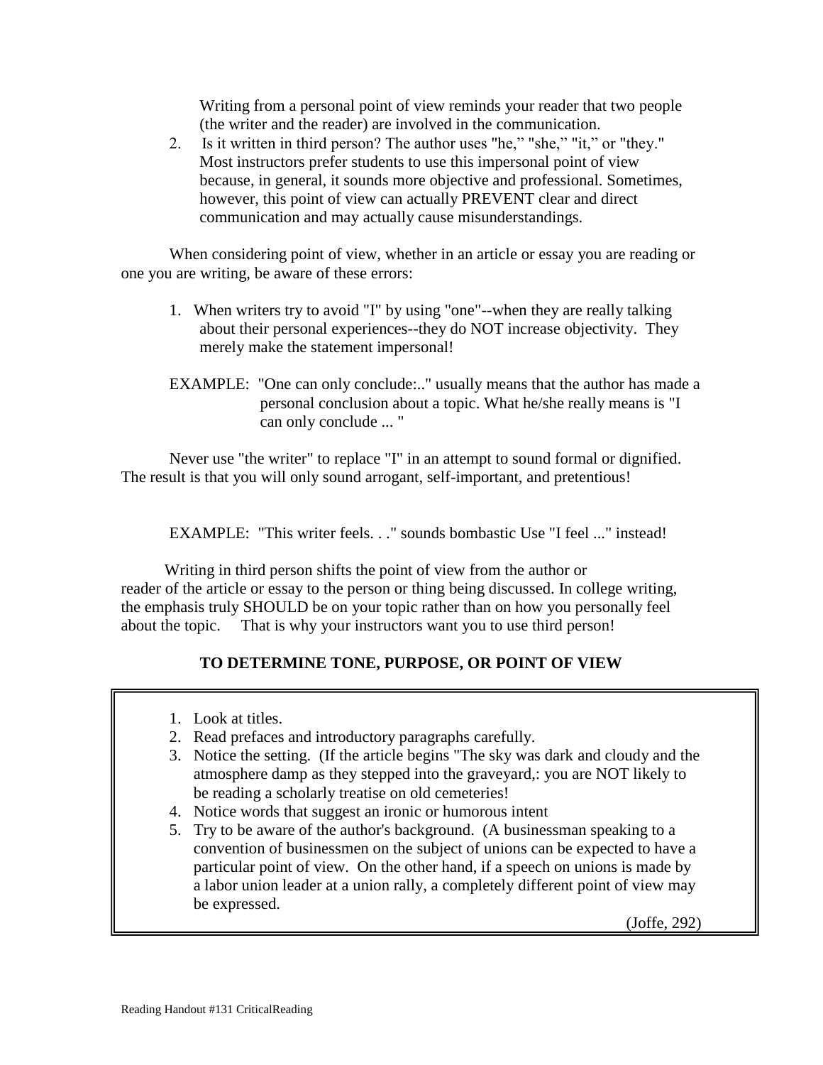Writing from a personal point of view reminds your reader that two people (the writer and the reader) are involved in the communication.

2. Is it written in third person? The author uses "he," "she," "it," or "they." Most instructors prefer students to use this impersonal point of view because, in general, it sounds more objective and professional. Sometimes, however, this point of view can actually PREVENT clear and direct communication and may actually cause misunderstandings.

When considering point of view, whether in an article or essay you are reading or one you are writing, be aware of these errors:

1. When writers try to avoid "I" by using "one"--when they are really talking about their personal experiences--they do NOT increase objectivity. They merely make the statement impersonal!

EXAMPLE: "One can only conclude:.." usually means that the author has made a personal conclusion about a topic. What he/she really means is "I can only conclude ... "

Never use "the writer" to replace "I" in an attempt to sound formal or dignified. The result is that you will only sound arrogant, self-important, and pretentious!

EXAMPLE: "This writer feels. . ." sounds bombastic Use "I feel ..." instead!

Writing in third person shifts the point of view from the author or reader of the article or essay to the person or thing being discussed. In college writing, the emphasis truly SHOULD be on your topic rather than on how you personally feel about the topic. That is why your instructors want you to use third person!

**TO DETERMINE TONE, PURPOSE, OR POINT OF VIEW**

1. Look at titles.
2. Read prefaces and introductory paragraphs carefully.
3. Notice the setting. (If the article begins "The sky was dark and cloudy and the atmosphere damp as they stepped into the graveyard,: you are NOT likely to be reading a scholarly treatise on old cemeteries!
4. Notice words that suggest an ironic or humorous intent
5. Try to be aware of the author's background. (A businessman speaking to a convention of businessmen on the subject of unions can be expected to have a particular point of view. On the other hand, if a speech on unions is made by a labor union leader at a union rally, a completely different point of view may be expressed.

(Joffe, 292)